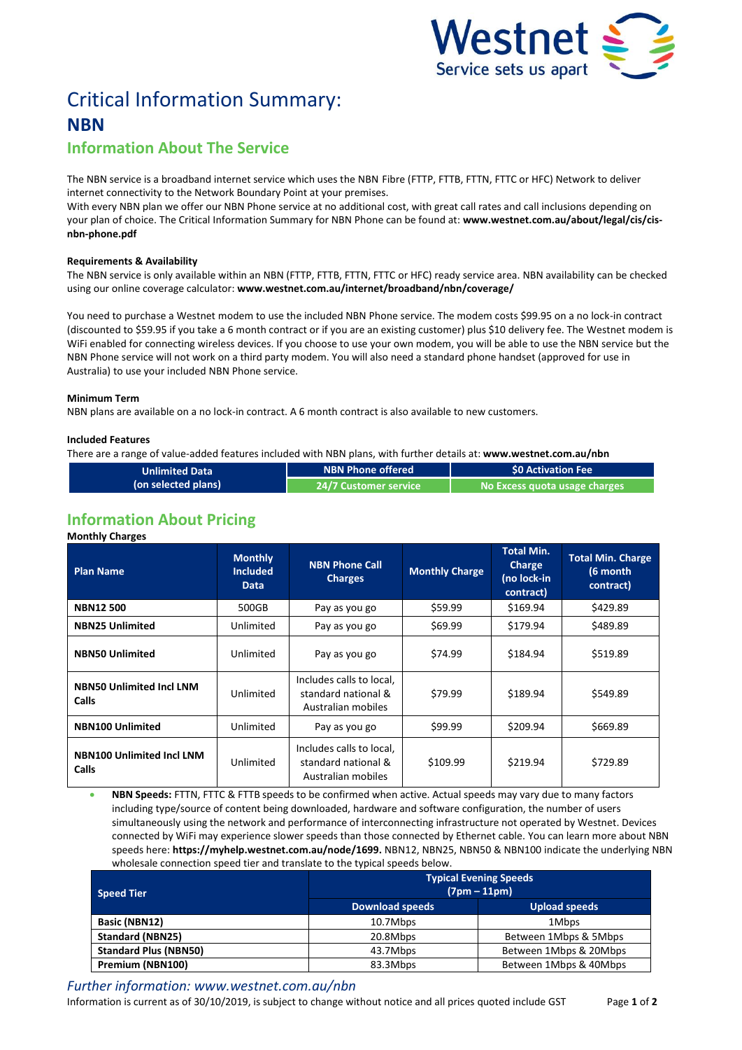Westnet
Service sets us apart

# Critical Information Summary:
# NBN

## Information About The Service

The NBN service is a broadband internet service which uses the NBN Fibre (FTTP, FTTB, FTTN, FTTC or HFC) Network to deliver internet connectivity to the Network Boundary Point at your premises.
With every NBN plan we offer our NBN Phone service at no additional cost, with great call rates and call inclusions depending on your plan of choice. The Critical Information Summary for NBN Phone can be found at: **www.westnet.com.au/about/legal/cis/cis-nbn-phone.pdf**

**Requirements & Availability**
The NBN service is only available within an NBN (FTTP, FTTB, FTTN, FTTC or HFC) ready service area. NBN availability can be checked using our online coverage calculator: **www.westnet.com.au/internet/broadband/nbn/coverage/**

You need to purchase a Westnet modem to use the included NBN Phone service. The modem costs $99.95 on a no lock-in contract (discounted to $59.95 if you take a 6 month contract or if you are an existing customer) plus $10 delivery fee. The Westnet modem is WiFi enabled for connecting wireless devices. If you choose to use your own modem, you will be able to use the NBN service but the NBN Phone service will not work on a third party modem. You will also need a standard phone handset (approved for use in Australia) to use your included NBN Phone service.

**Minimum Term**
NBN plans are available on a no lock-in contract. A 6 month contract is also available to new customers.

**Included Features**
There are a range of value-added features included with NBN plans, with further details at: **www.westnet.com.au/nbn**

| Unlimited Data (on selected plans) | NBN Phone offered | $0 Activation Fee |
|---|---|---|
| | 24/7 Customer service | No Excess quota usage charges |

## Information About Pricing

**Monthly Charges**

| Plan Name | Monthly Included Data | NBN Phone Call Charges | Monthly Charge | Total Min. Charge (no lock-in contract) | Total Min. Charge (6 month contract) |
|---|---|---|---|---|---|
| **NBN12 500** | 500GB | Pay as you go | $59.99 | $169.94 | $429.89 |
| **NBN25 Unlimited** | Unlimited | Pay as you go | $69.99 | $179.94 | $489.89 |
| **NBN50 Unlimited** | Unlimited | Pay as you go | $74.99 | $184.94 | $519.89 |
| **NBN50 Unlimited Incl LNM Calls** | Unlimited | Includes calls to local, standard national & Australian mobiles | $79.99 | $189.94 | $549.89 |
| **NBN100 Unlimited** | Unlimited | Pay as you go | $99.99 | $209.94 | $669.89 |
| **NBN100 Unlimited Incl LNM Calls** | Unlimited | Includes calls to local, standard national & Australian mobiles | $109.99 | $219.94 | $729.89 |

- **NBN Speeds:** FTTN, FTTC & FTTB speeds to be confirmed when active. Actual speeds may vary due to many factors including type/source of content being downloaded, hardware and software configuration, the number of users simultaneously using the network and performance of interconnecting infrastructure not operated by Westnet. Devices connected by WiFi may experience slower speeds than those connected by Ethernet cable. You can learn more about NBN speeds here: **https://myhelp.westnet.com.au/node/1699.** NBN12, NBN25, NBN50 & NBN100 indicate the underlying NBN wholesale connection speed tier and translate to the typical speeds below.

| Speed Tier | Typical Evening Speeds (7pm – 11pm) | |
|---|---|---|
| | Download speeds | Upload speeds |
| **Basic (NBN12)** | 10.7Mbps | 1Mbps |
| **Standard (NBN25)** | 20.8Mbps | Between 1Mbps & 5Mbps |
| **Standard Plus (NBN50)** | 43.7Mbps | Between 1Mbps & 20Mbps |
| **Premium (NBN100)** | 83.3Mbps | Between 1Mbps & 40Mbps |

*Further information: www.westnet.com.au/nbn*

Information is current as of 30/10/2019, is subject to change without notice and all prices quoted include GST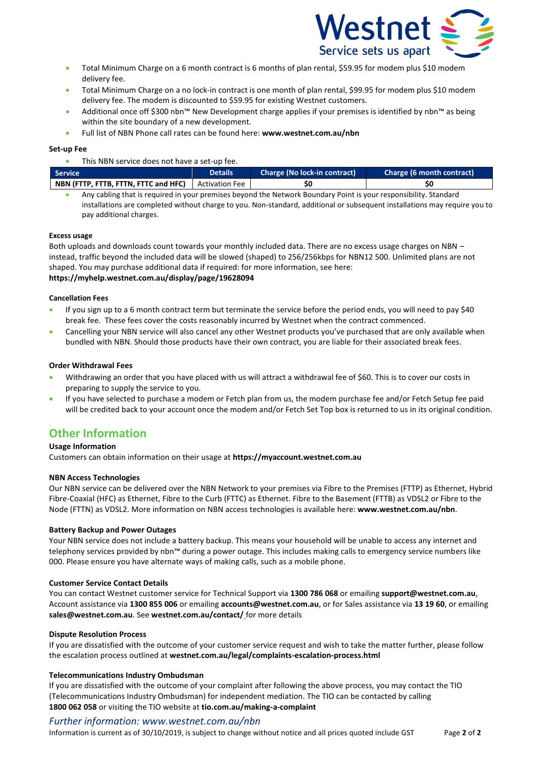- Total Minimum Charge on a 6 month contract is 6 months of plan rental, $59.95 for modem plus $10 modem delivery fee.
- Total Minimum Charge on a no lock-in contract is one month of plan rental, $99.95 for modem plus $10 modem delivery fee. The modem is discounted to $59.95 for existing Westnet customers.
- Additional once off $300 nbn™ New Development charge applies if your premises is identified by nbn™ as being within the site boundary of a new development.
- Full list of NBN Phone call rates can be found here: **www.westnet.com.au/nbn**

**Set-up Fee**

- This NBN service does not have a set-up fee.

| Service | Details | Charge (No lock-in contract) | Charge (6 month contract) |
|---|---|---|---|
| **NBN (FTTP, FTTB, FTTN, FTTC and HFC)** | Activation Fee | **$0** | **$0** |

- Any cabling that is required in your premises beyond the Network Boundary Point is your responsibility. Standard installations are completed without charge to you. Non-standard, additional or subsequent installations may require you to pay additional charges.

**Excess usage**

Both uploads and downloads count towards your monthly included data. There are no excess usage charges on NBN – instead, traffic beyond the included data will be slowed (shaped) to 256/256kbps for NBN12 500. Unlimited plans are not shaped. You may purchase additional data if required: for more information, see here:
**https://myhelp.westnet.com.au/display/page/19628094**

**Cancellation Fees**

- If you sign up to a 6 month contract term but terminate the service before the period ends, you will need to pay $40 break fee. These fees cover the costs reasonably incurred by Westnet when the contract commenced.
- Cancelling your NBN service will also cancel any other Westnet products you've purchased that are only available when bundled with NBN. Should those products have their own contract, you are liable for their associated break fees.

**Order Withdrawal Fees**

- Withdrawing an order that you have placed with us will attract a withdrawal fee of $60. This is to cover our costs in preparing to supply the service to you.
- If you have selected to purchase a modem or Fetch plan from us, the modem purchase fee and/or Fetch Setup fee paid will be credited back to your account once the modem and/or Fetch Set Top box is returned to us in its original condition.

## Other Information

**Usage Information**

Customers can obtain information on their usage at **https://myaccount.westnet.com.au**

**NBN Access Technologies**

Our NBN service can be delivered over the NBN Network to your premises via Fibre to the Premises (FTTP) as Ethernet, Hybrid Fibre-Coaxial (HFC) as Ethernet, Fibre to the Curb (FTTC) as Ethernet. Fibre to the Basement (FTTB) as VDSL2 or Fibre to the Node (FTTN) as VDSL2. More information on NBN access technologies is available here: **www.westnet.com.au/nbn**.

**Battery Backup and Power Outages**

Your NBN service does not include a battery backup. This means your household will be unable to access any internet and telephony services provided by nbn™ during a power outage. This includes making calls to emergency service numbers like 000. Please ensure you have alternate ways of making calls, such as a mobile phone.

**Customer Service Contact Details**

You can contact Westnet customer service for Technical Support via **1300 786 068** or emailing **support@westnet.com.au**, Account assistance via **1300 855 006** or emailing **accounts@westnet.com.au**, or for Sales assistance via **13 19 60**, or emailing **sales@westnet.com.au**. See **westnet.com.au/contact/** for more details

**Dispute Resolution Process**

If you are dissatisfied with the outcome of your customer service request and wish to take the matter further, please follow the escalation process outlined at **westnet.com.au/legal/complaints-escalation-process.html**

**Telecommunications Industry Ombudsman**

If you are dissatisfied with the outcome of your complaint after following the above process, you may contact the TIO (Telecommunications Industry Ombudsman) for independent mediation. The TIO can be contacted by calling **1800 062 058** or visiting the TIO website at **tio.com.au/making-a-complaint**

*Further information: www.westnet.com.au/nbn*

Information is current as of 30/10/2019, is subject to change without notice and all prices quoted include GST